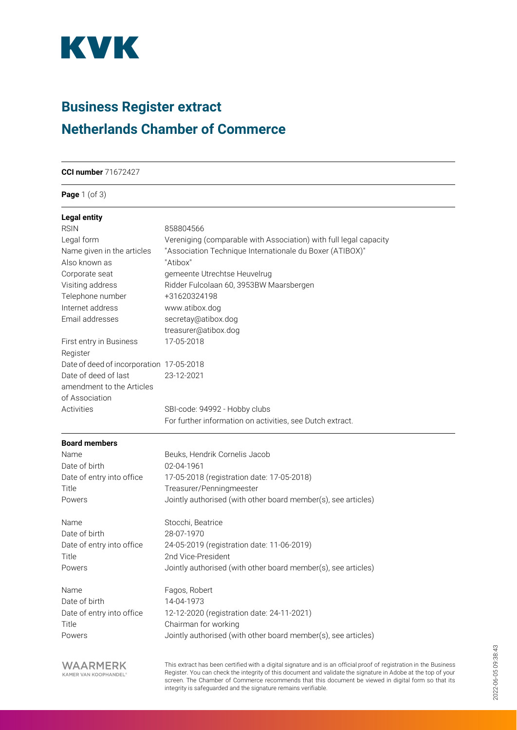KVK

# Business Register extract

## Netherlands Chamber of Commerce

**CCI number** 71672427

**Legal entity**

| | |
|---|---|
| RSIN | 858804566 |
| Legal form | Vereniging (comparable with Association) with full legal capacity |
| Name given in the articles | "Association Technique Internationale du Boxer (ATIBOX)" |
| Also known as | "Atibox" |
| Corporate seat | gemeente Utrechtse Heuvelrug |
| Visiting address | Ridder Fulcolaan 60, 3953BW Maarsbergen |
| Telephone number | +31620324198 |
| Internet address | www.atibox.dog |
| Email addresses | secretay@atibox.dog<br>treasurer@atibox.dog |
| First entry in Business Register | 17-05-2018 |
| Date of deed of incorporation | 17-05-2018 |
| Date of deed of last amendment to the Articles of Association | 23-12-2021 |
| Activities | SBI-code: 94992 - Hobby clubs<br>For further information on activities, see Dutch extract. |

**Board members**

| | |
|---|---|
| Name | Beuks, Hendrik Cornelis Jacob |
| Date of birth | 02-04-1961 |
| Date of entry into office | 17-05-2018 (registration date: 17-05-2018) |
| Title | Treasurer/Penningmeester |
| Powers | Jointly authorised (with other board member(s), see articles) |

| | |
|---|---|
| Name | Stocchi, Beatrice |
| Date of birth | 28-07-1970 |
| Date of entry into office | 24-05-2019 (registration date: 11-06-2019) |
| Title | 2nd Vice-President |
| Powers | Jointly authorised (with other board member(s), see articles) |

| | |
|---|---|
| Name | Fagos, Robert |
| Date of birth | 14-04-1973 |
| Date of entry into office | 12-12-2020 (registration date: 24-11-2021) |
| Title | Chairman for working |
| Powers | Jointly authorised (with other board member(s), see articles) |

WAARMERK
KAMER VAN KOOPHANDEL

This extract has been certified with a digital signature and is an official proof of registration in the Business Register. You can check the integrity of this document and validate the signature in Adobe at the top of your screen. The Chamber of Commerce recommends that this document be viewed in digital form so that its integrity is safeguarded and the signature remains verifiable.

2022-06-05 09:38:43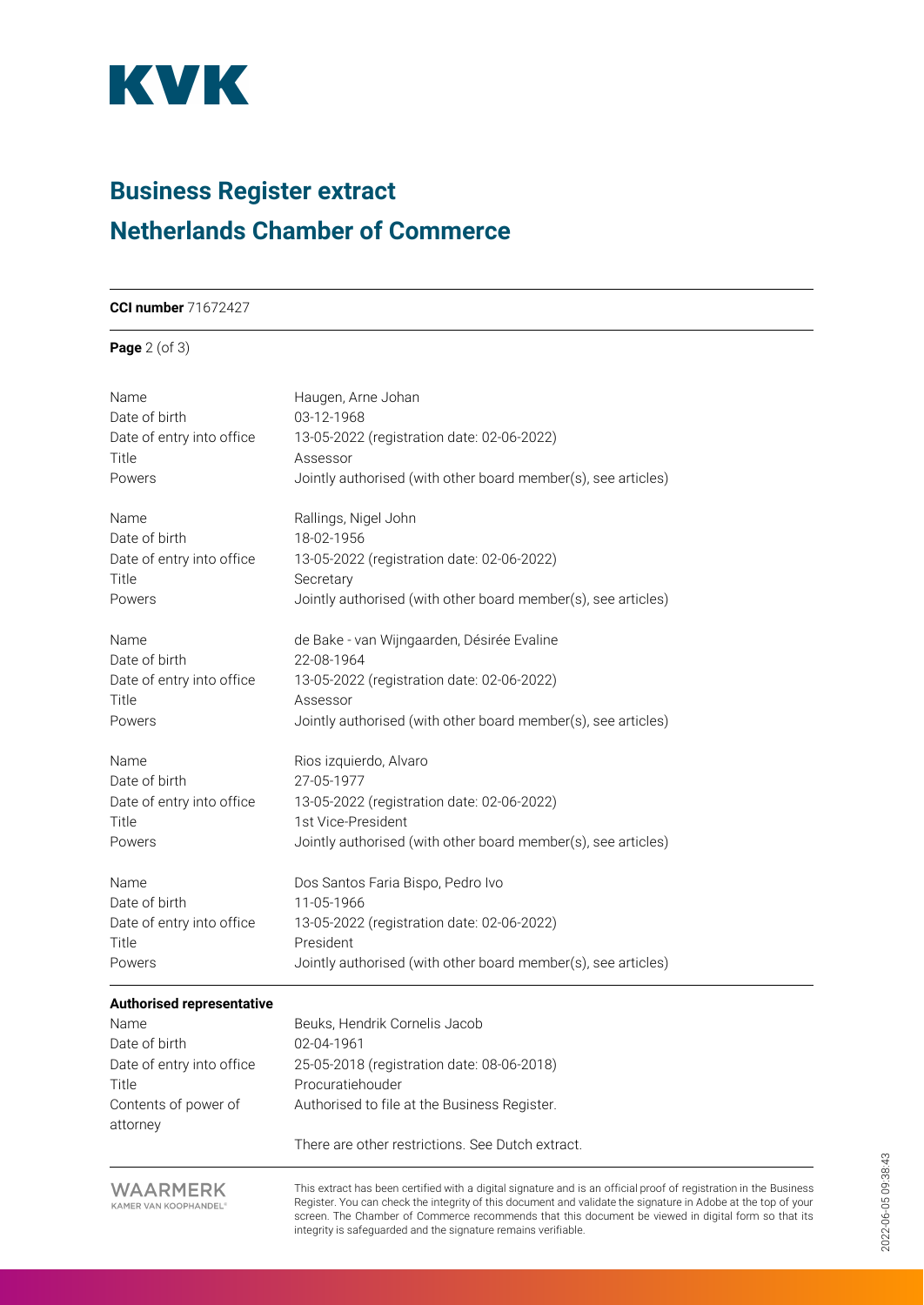# Business Register extract

# Netherlands Chamber of Commerce

**CCI number** 71672427

| | |
|---|---|
| Name | Haugen, Arne Johan |
| Date of birth | 03-12-1968 |
| Date of entry into office | 13-05-2022 (registration date: 02-06-2022) |
| Title | Assessor |
| Powers | Jointly authorised (with other board member(s), see articles) |

| | |
|---|---|
| Name | Rallings, Nigel John |
| Date of birth | 18-02-1956 |
| Date of entry into office | 13-05-2022 (registration date: 02-06-2022) |
| Title | Secretary |
| Powers | Jointly authorised (with other board member(s), see articles) |

| | |
|---|---|
| Name | de Bake - van Wijngaarden, Désirée Evaline |
| Date of birth | 22-08-1964 |
| Date of entry into office | 13-05-2022 (registration date: 02-06-2022) |
| Title | Assessor |
| Powers | Jointly authorised (with other board member(s), see articles) |

| | |
|---|---|
| Name | Rios izquierdo, Alvaro |
| Date of birth | 27-05-1977 |
| Date of entry into office | 13-05-2022 (registration date: 02-06-2022) |
| Title | 1st Vice-President |
| Powers | Jointly authorised (with other board member(s), see articles) |

| | |
|---|---|
| Name | Dos Santos Faria Bispo, Pedro Ivo |
| Date of birth | 11-05-1966 |
| Date of entry into office | 13-05-2022 (registration date: 02-06-2022) |
| Title | President |
| Powers | Jointly authorised (with other board member(s), see articles) |

**Authorised representative**

| | |
|---|---|
| Name | Beuks, Hendrik Cornelis Jacob |
| Date of birth | 02-04-1961 |
| Date of entry into office | 25-05-2018 (registration date: 08-06-2018) |
| Title | Procuratiehouder |
| Contents of power of attorney | Authorised to file at the Business Register. |
| | There are other restrictions. See Dutch extract. |

WAARMERK KAMER VAN KOOPHANDEL

This extract has been certified with a digital signature and is an official proof of registration in the Business Register. You can check the integrity of this document and validate the signature in Adobe at the top of your screen. The Chamber of Commerce recommends that this document be viewed in digital form so that its integrity is safeguarded and the signature remains verifiable.

2022-06-05 09:38:43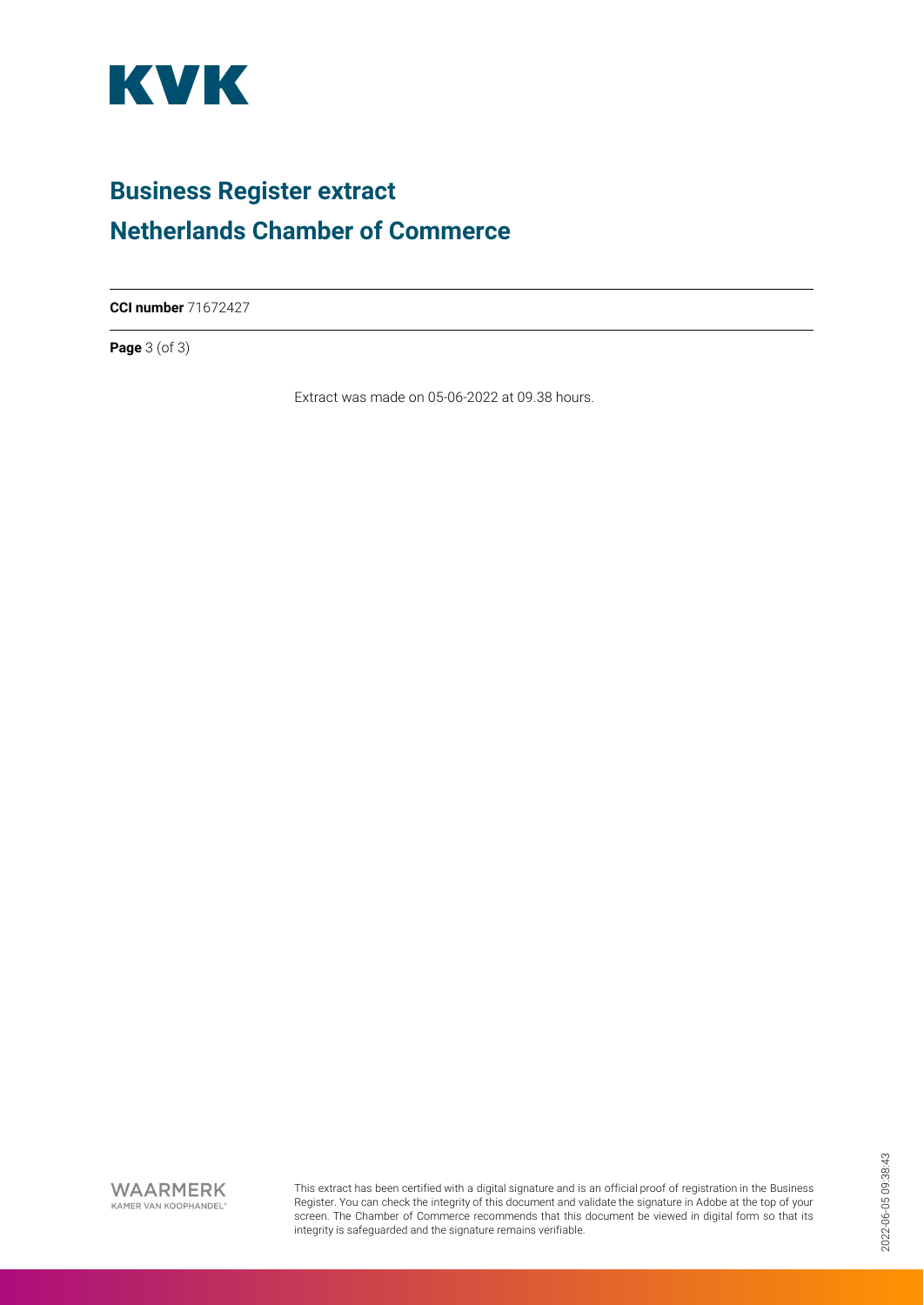# Business Register extract

## Netherlands Chamber of Commerce

**CCI number** 71672427

Extract was made on 05-06-2022 at 09.38 hours.

WAARMERK
KAMER VAN KOOPHANDEL®

This extract has been certified with a digital signature and is an official proof of registration in the Business Register. You can check the integrity of this document and validate the signature in Adobe at the top of your screen. The Chamber of Commerce recommends that this document be viewed in digital form so that its integrity is safeguarded and the signature remains verifiable.

2022-06-05 09:38:43